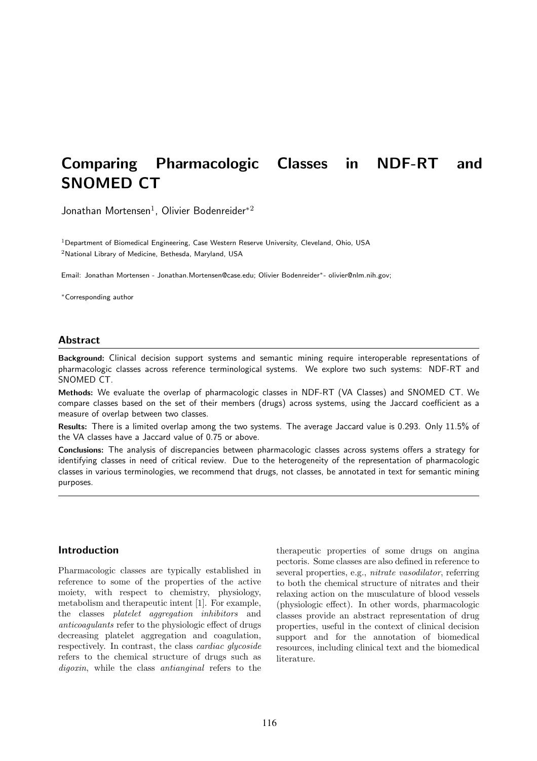# Comparing Pharmacologic Classes in NDF-RT and SNOMED CT

Jonathan Mortensen[1], Olivier Bodenreider*[2]

[1]Department of Biomedical Engineering, Case Western Reserve University, Cleveland, Ohio, USA
[2]National Library of Medicine, Bethesda, Maryland, USA

Email: Jonathan Mortensen - Jonathan.Mortensen@case.edu; Olivier Bodenreider*- olivier@nlm.nih.gov;

*Corresponding author

## Abstract

**Background:** Clinical decision support systems and semantic mining require interoperable representations of pharmacologic classes across reference terminological systems. We explore two such systems: NDF-RT and SNOMED CT.

**Methods:** We evaluate the overlap of pharmacologic classes in NDF-RT (VA Classes) and SNOMED CT. We compare classes based on the set of their members (drugs) across systems, using the Jaccard coefficient as a measure of overlap between two classes.

**Results:** There is a limited overlap among the two systems. The average Jaccard value is 0.293. Only 11.5% of the VA classes have a Jaccard value of 0.75 or above.

**Conclusions:** The analysis of discrepancies between pharmacologic classes across systems offers a strategy for identifying classes in need of critical review. Due to the heterogeneity of the representation of pharmacologic classes in various terminologies, we recommend that drugs, not classes, be annotated in text for semantic mining purposes.

## Introduction

Pharmacologic classes are typically established in reference to some of the properties of the active moiety, with respect to chemistry, physiology, metabolism and therapeutic intent [1]. For example, the classes *platelet aggregation inhibitors* and *anticoagulants* refer to the physiologic effect of drugs decreasing platelet aggregation and coagulation, respectively. In contrast, the class *cardiac glycoside* refers to the chemical structure of drugs such as *digoxin*, while the class *antianginal* refers to the therapeutic properties of some drugs on angina pectoris. Some classes are also defined in reference to several properties, e.g., *nitrate vasodilator*, referring to both the chemical structure of nitrates and their relaxing action on the musculature of blood vessels (physiologic effect). In other words, pharmacologic classes provide an abstract representation of drug properties, useful in the context of clinical decision support and for the annotation of biomedical resources, including clinical text and the biomedical literature.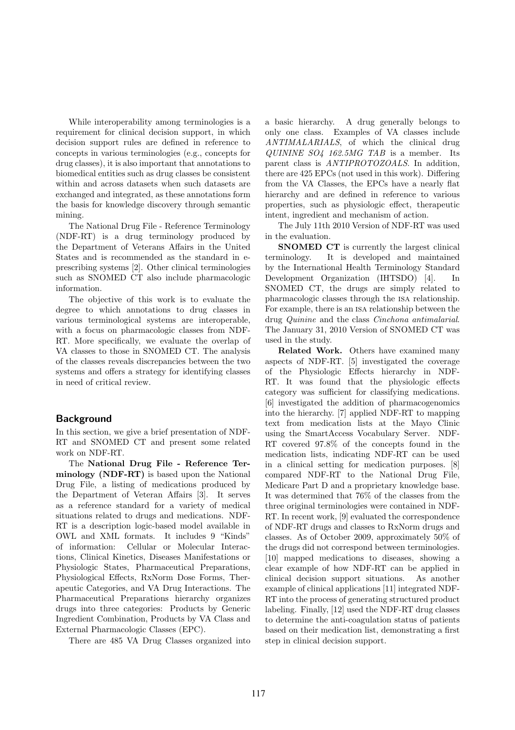While interoperability among terminologies is a requirement for clinical decision support, in which decision support rules are defined in reference to concepts in various terminologies (e.g., concepts for drug classes), it is also important that annotations to biomedical entities such as drug classes be consistent within and across datasets when such datasets are exchanged and integrated, as these annotations form the basis for knowledge discovery through semantic mining.

The National Drug File - Reference Terminology (NDF-RT) is a drug terminology produced by the Department of Veterans Affairs in the United States and is recommended as the standard in e-prescribing systems [2]. Other clinical terminologies such as SNOMED CT also include pharmacologic information.

The objective of this work is to evaluate the degree to which annotations to drug classes in various terminological systems are interoperable, with a focus on pharmacologic classes from NDF-RT. More specifically, we evaluate the overlap of VA classes to those in SNOMED CT. The analysis of the classes reveals discrepancies between the two systems and offers a strategy for identifying classes in need of critical review.

## Background

In this section, we give a brief presentation of NDF-RT and SNOMED CT and present some related work on NDF-RT.

The **National Drug File - Reference Terminology (NDF-RT)** is based upon the National Drug File, a listing of medications produced by the Department of Veteran Affairs [3]. It serves as a reference standard for a variety of medical situations related to drugs and medications. NDF-RT is a description logic-based model available in OWL and XML formats. It includes 9 "Kinds" of information: Cellular or Molecular Interactions, Clinical Kinetics, Diseases Manifestations or Physiologic States, Pharmaceutical Preparations, Physiological Effects, RxNorm Dose Forms, Therapeutic Categories, and VA Drug Interactions. The Pharmaceutical Preparations hierarchy organizes drugs into three categories: Products by Generic Ingredient Combination, Products by VA Class and External Pharmacologic Classes (EPC).

There are 485 VA Drug Classes organized into a basic hierarchy. A drug generally belongs to only one class. Examples of VA classes include *ANTIMALARIALS*, of which the clinical drug *QUININE SO4 162.5MG TAB* is a member. Its parent class is *ANTIPROTOZOALS*. In addition, there are 425 EPCs (not used in this work). Differing from the VA Classes, the EPCs have a nearly flat hierarchy and are defined in reference to various properties, such as physiologic effect, therapeutic intent, ingredient and mechanism of action.

The July 11th 2010 Version of NDF-RT was used in the evaluation.

**SNOMED CT** is currently the largest clinical terminology. It is developed and maintained by the International Health Terminology Standard Development Organization (IHTSDO) [4]. In SNOMED CT, the drugs are simply related to pharmacologic classes through the ISA relationship. For example, there is an ISA relationship between the drug *Quinine* and the class *Cinchona antimalarial*. The January 31, 2010 Version of SNOMED CT was used in the study.

**Related Work.** Others have examined many aspects of NDF-RT. [5] investigated the coverage of the Physiologic Effects hierarchy in NDF-RT. It was found that the physiologic effects category was sufficient for classifying medications. [6] investigated the addition of pharmacogenomics into the hierarchy. [7] applied NDF-RT to mapping text from medication lists at the Mayo Clinic using the SmartAccess Vocabulary Server. NDF-RT covered 97.8% of the concepts found in the medication lists, indicating NDF-RT can be used in a clinical setting for medication purposes. [8] compared NDF-RT to the National Drug File, Medicare Part D and a proprietary knowledge base. It was determined that 76% of the classes from the three original terminologies were contained in NDF-RT. In recent work, [9] evaluated the correspondence of NDF-RT drugs and classes to RxNorm drugs and classes. As of October 2009, approximately 50% of the drugs did not correspond between terminologies. [10] mapped medications to diseases, showing a clear example of how NDF-RT can be applied in clinical decision support situations. As another example of clinical applications [11] integrated NDF-RT into the process of generating structured product labeling. Finally, [12] used the NDF-RT drug classes to determine the anti-coagulation status of patients based on their medication list, demonstrating a first step in clinical decision support.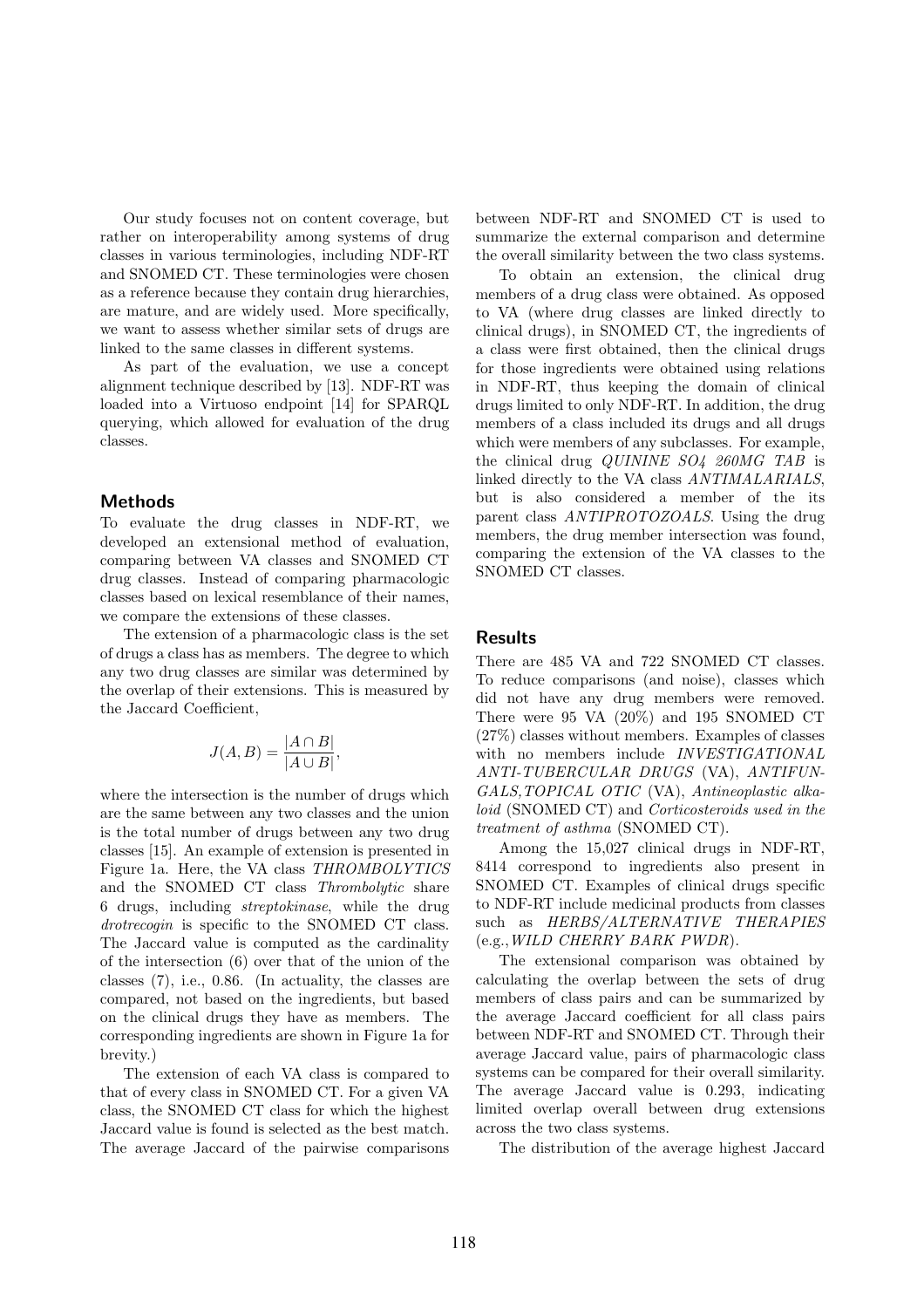Our study focuses not on content coverage, but rather on interoperability among systems of drug classes in various terminologies, including NDF-RT and SNOMED CT. These terminologies were chosen as a reference because they contain drug hierarchies, are mature, and are widely used. More specifically, we want to assess whether similar sets of drugs are linked to the same classes in different systems.

As part of the evaluation, we use a concept alignment technique described by [13]. NDF-RT was loaded into a Virtuoso endpoint [14] for SPARQL querying, which allowed for evaluation of the drug classes.

## Methods

To evaluate the drug classes in NDF-RT, we developed an extensional method of evaluation, comparing between VA classes and SNOMED CT drug classes. Instead of comparing pharmacologic classes based on lexical resemblance of their names, we compare the extensions of these classes.

The extension of a pharmacologic class is the set of drugs a class has as members. The degree to which any two drug classes are similar was determined by the overlap of their extensions. This is measured by the Jaccard Coefficient,

$$J(A, B) = \frac{|A \cap B|}{|A \cup B|},$$

where the intersection is the number of drugs which are the same between any two classes and the union is the total number of drugs between any two drug classes [15]. An example of extension is presented in Figure 1a. Here, the VA class *THROMBOLYTICS* and the SNOMED CT class *Thrombolytic* share 6 drugs, including *streptokinase*, while the drug *drotrecogin* is specific to the SNOMED CT class. The Jaccard value is computed as the cardinality of the intersection (6) over that of the union of the classes (7), i.e., 0.86. (In actuality, the classes are compared, not based on the ingredients, but based on the clinical drugs they have as members. The corresponding ingredients are shown in Figure 1a for brevity.)

The extension of each VA class is compared to that of every class in SNOMED CT. For a given VA class, the SNOMED CT class for which the highest Jaccard value is found is selected as the best match. The average Jaccard of the pairwise comparisons between NDF-RT and SNOMED CT is used to summarize the external comparison and determine the overall similarity between the two class systems.

To obtain an extension, the clinical drug members of a drug class were obtained. As opposed to VA (where drug classes are linked directly to clinical drugs), in SNOMED CT, the ingredients of a class were first obtained, then the clinical drugs for those ingredients were obtained using relations in NDF-RT, thus keeping the domain of clinical drugs limited to only NDF-RT. In addition, the drug members of a class included its drugs and all drugs which were members of any subclasses. For example, the clinical drug *QUININE SO4 260MG TAB* is linked directly to the VA class *ANTIMALARIALS*, but is also considered a member of the its parent class *ANTIPROTOZOALS*. Using the drug members, the drug member intersection was found, comparing the extension of the VA classes to the SNOMED CT classes.

## Results

There are 485 VA and 722 SNOMED CT classes. To reduce comparisons (and noise), classes which did not have any drug members were removed. There were 95 VA (20%) and 195 SNOMED CT (27%) classes without members. Examples of classes with no members include *INVESTIGATIONAL ANTI-TUBERCULAR DRUGS* (VA), *ANTIFUNGALS,TOPICAL OTIC* (VA), *Antineoplastic alkaloid* (SNOMED CT) and *Corticosteroids used in the treatment of asthma* (SNOMED CT).

Among the 15,027 clinical drugs in NDF-RT, 8414 correspond to ingredients also present in SNOMED CT. Examples of clinical drugs specific to NDF-RT include medicinal products from classes such as *HERBS/ALTERNATIVE THERAPIES* (e.g.,*WILD CHERRY BARK PWDR*).

The extensional comparison was obtained by calculating the overlap between the sets of drug members of class pairs and can be summarized by the average Jaccard coefficient for all class pairs between NDF-RT and SNOMED CT. Through their average Jaccard value, pairs of pharmacologic class systems can be compared for their overall similarity. The average Jaccard value is 0.293, indicating limited overlap overall between drug extensions across the two class systems.

The distribution of the average highest Jaccard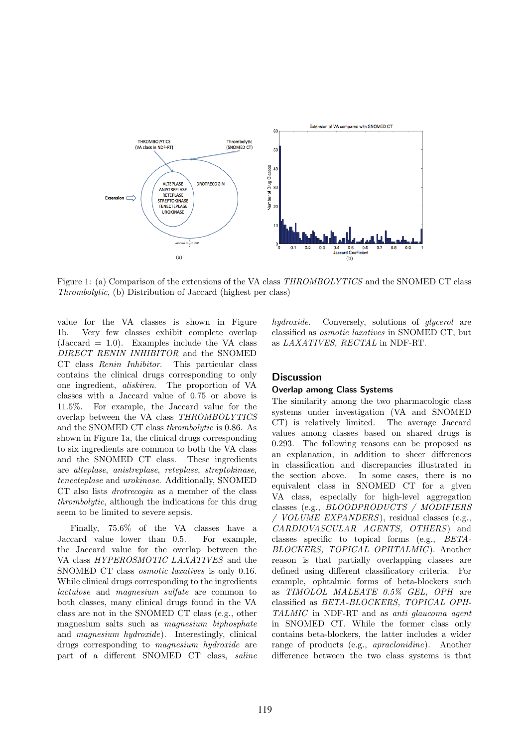Figure 1: (a) Comparison of the extensions of the VA class *THROMBOLYTICS* and the SNOMED CT class *Thrombolytic*, (b) Distribution of Jaccard (highest per class)

value for the VA classes is shown in Figure 1b. Very few classes exhibit complete overlap (Jaccard = 1.0). Examples include the VA class *DIRECT RENIN INHIBITOR* and the SNOMED CT class *Renin Inhibitor*. This particular class contains the clinical drugs corresponding to only one ingredient, *aliskiren*. The proportion of VA classes with a Jaccard value of 0.75 or above is 11.5%. For example, the Jaccard value for the overlap between the VA class *THROMBOLYTICS* and the SNOMED CT class *thrombolytic* is 0.86. As shown in Figure 1a, the clinical drugs corresponding to six ingredients are common to both the VA class and the SNOMED CT class. These ingredients are *alteplase*, *anistreplase*, *reteplase*, *streptokinase*, *tenecteplase* and *urokinase*. Additionally, SNOMED CT also lists *drotrecogin* as a member of the class *thrombolytic*, although the indications for this drug seem to be limited to severe sepsis.

Finally, 75.6% of the VA classes have a Jaccard value lower than 0.5. For example, the Jaccard value for the overlap between the VA class *HYPEROSMOTIC LAXATIVES* and the SNOMED CT class *osmotic laxatives* is only 0.16. While clinical drugs corresponding to the ingredients *lactulose* and *magnesium sulfate* are common to both classes, many clinical drugs found in the VA class are not in the SNOMED CT class (e.g., other magnesium salts such as *magnesium biphosphate* and *magnesium hydroxide*). Interestingly, clinical drugs corresponding to *magnesium hydroxide* are part of a different SNOMED CT class, *saline hydroxide*. Conversely, solutions of *glycerol* are classified as *osmotic laxatives* in SNOMED CT, but as *LAXATIVES, RECTAL* in NDF-RT.

## Discussion

### Overlap among Class Systems

The similarity among the two pharmacologic class systems under investigation (VA and SNOMED CT) is relatively limited. The average Jaccard values among classes based on shared drugs is 0.293. The following reasons can be proposed as an explanation, in addition to sheer differences in classification and discrepancies illustrated in the section above. In some cases, there is no equivalent class in SNOMED CT for a given VA class, especially for high-level aggregation classes (e.g., *BLOODPRODUCTS / MODIFIERS / VOLUME EXPANDERS*), residual classes (e.g., *CARDIOVASCULAR AGENTS, OTHERS*) and classes specific to topical forms (e.g., *BETA-BLOCKERS, TOPICAL OPHTALMIC*). Another reason is that partially overlapping classes are defined using different classificatory criteria. For example, ophtalmic forms of beta-blockers such as *TIMOLOL MALEATE 0.5% GEL, OPH* are classified as *BETA-BLOCKERS, TOPICAL OPHTALMIC* in NDF-RT and as *anti glaucoma agent* in SNOMED CT. While the former class only contains beta-blockers, the latter includes a wider range of products (e.g., *apraclonidine*). Another difference between the two class systems is that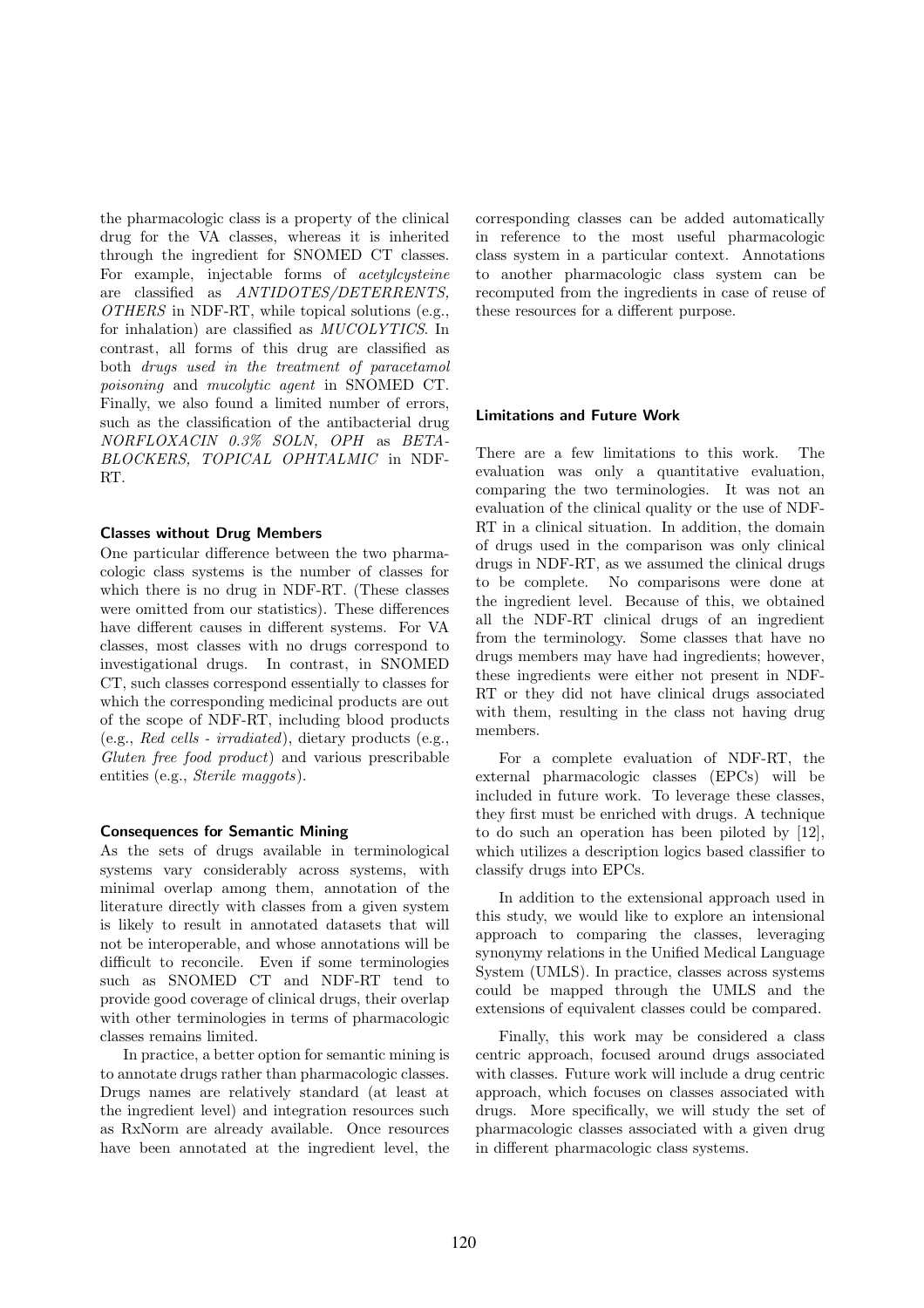the pharmacologic class is a property of the clinical drug for the VA classes, whereas it is inherited through the ingredient for SNOMED CT classes. For example, injectable forms of *acetylcysteine* are classified as *ANTIDOTES/DETERRENTS, OTHERS* in NDF-RT, while topical solutions (e.g., for inhalation) are classified as *MUCOLYTICS*. In contrast, all forms of this drug are classified as both *drugs used in the treatment of paracetamol poisoning* and *mucolytic agent* in SNOMED CT. Finally, we also found a limited number of errors, such as the classification of the antibacterial drug *NORFLOXACIN 0.3% SOLN, OPH* as *BETA-BLOCKERS, TOPICAL OPHTALMIC* in NDF-RT.

### Classes without Drug Members

One particular difference between the two pharmacologic class systems is the number of classes for which there is no drug in NDF-RT. (These classes were omitted from our statistics). These differences have different causes in different systems. For VA classes, most classes with no drugs correspond to investigational drugs. In contrast, in SNOMED CT, such classes correspond essentially to classes for which the corresponding medicinal products are out of the scope of NDF-RT, including blood products (e.g., *Red cells - irradiated*), dietary products (e.g., *Gluten free food product*) and various prescribable entities (e.g., *Sterile maggots*).

### Consequences for Semantic Mining

As the sets of drugs available in terminological systems vary considerably across systems, with minimal overlap among them, annotation of the literature directly with classes from a given system is likely to result in annotated datasets that will not be interoperable, and whose annotations will be difficult to reconcile. Even if some terminologies such as SNOMED CT and NDF-RT tend to provide good coverage of clinical drugs, their overlap with other terminologies in terms of pharmacologic classes remains limited.

In practice, a better option for semantic mining is to annotate drugs rather than pharmacologic classes. Drugs names are relatively standard (at least at the ingredient level) and integration resources such as RxNorm are already available. Once resources have been annotated at the ingredient level, the corresponding classes can be added automatically in reference to the most useful pharmacologic class system in a particular context. Annotations to another pharmacologic class system can be recomputed from the ingredients in case of reuse of these resources for a different purpose.

### Limitations and Future Work

There are a few limitations to this work. The evaluation was only a quantitative evaluation, comparing the two terminologies. It was not an evaluation of the clinical quality or the use of NDF-RT in a clinical situation. In addition, the domain of drugs used in the comparison was only clinical drugs in NDF-RT, as we assumed the clinical drugs to be complete. No comparisons were done at the ingredient level. Because of this, we obtained all the NDF-RT clinical drugs of an ingredient from the terminology. Some classes that have no drugs members may have had ingredients; however, these ingredients were either not present in NDF-RT or they did not have clinical drugs associated with them, resulting in the class not having drug members.

For a complete evaluation of NDF-RT, the external pharmacologic classes (EPCs) will be included in future work. To leverage these classes, they first must be enriched with drugs. A technique to do such an operation has been piloted by [12], which utilizes a description logics based classifier to classify drugs into EPCs.

In addition to the extensional approach used in this study, we would like to explore an intensional approach to comparing the classes, leveraging synonymy relations in the Unified Medical Language System (UMLS). In practice, classes across systems could be mapped through the UMLS and the extensions of equivalent classes could be compared.

Finally, this work may be considered a class centric approach, focused around drugs associated with classes. Future work will include a drug centric approach, which focuses on classes associated with drugs. More specifically, we will study the set of pharmacologic classes associated with a given drug in different pharmacologic class systems.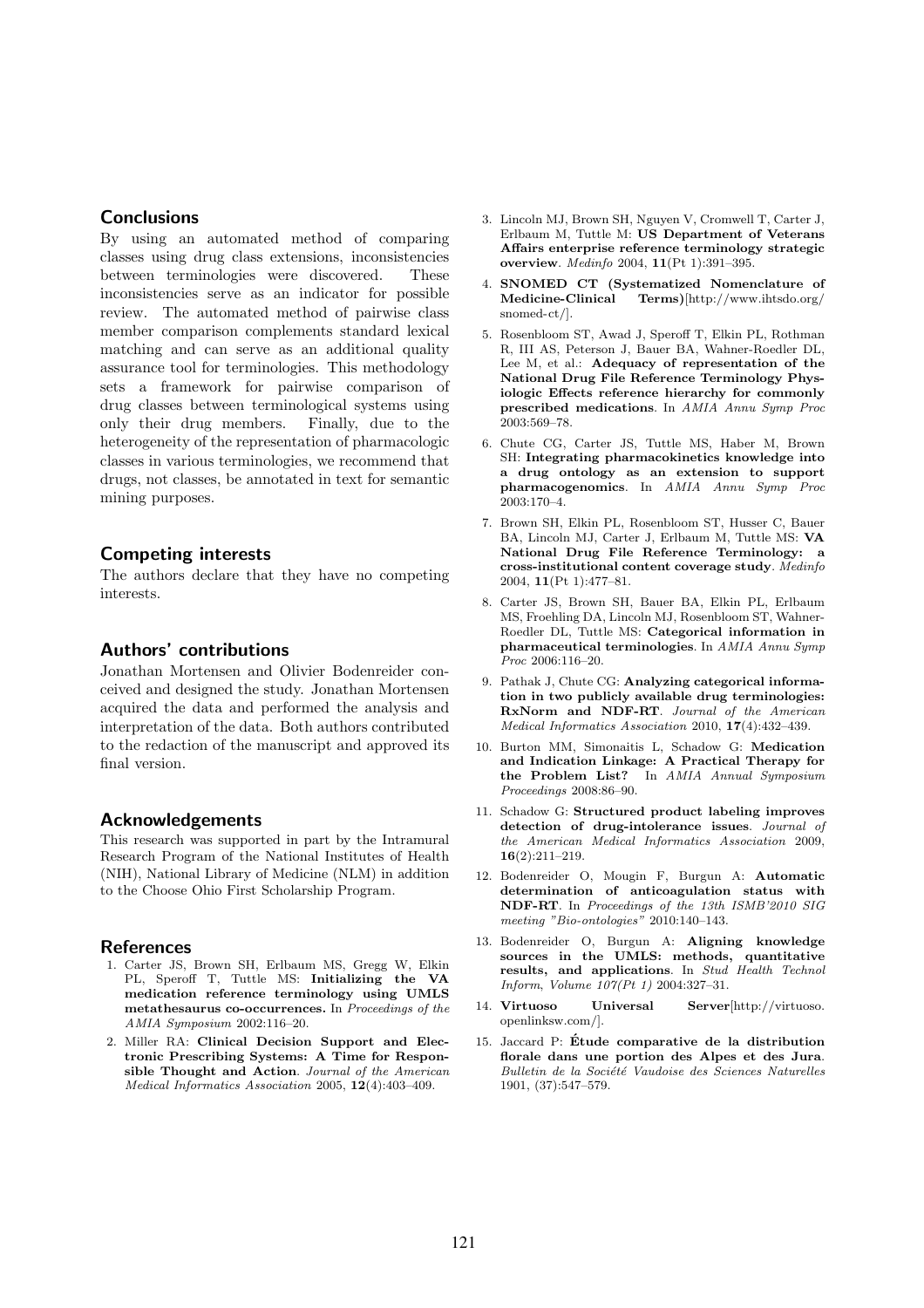## Conclusions

By using an automated method of comparing classes using drug class extensions, inconsistencies between terminologies were discovered. These inconsistencies serve as an indicator for possible review. The automated method of pairwise class member comparison complements standard lexical matching and can serve as an additional quality assurance tool for terminologies. This methodology sets a framework for pairwise comparison of drug classes between terminological systems using only their drug members. Finally, due to the heterogeneity of the representation of pharmacologic classes in various terminologies, we recommend that drugs, not classes, be annotated in text for semantic mining purposes.

## Competing interests

The authors declare that they have no competing interests.

## Authors' contributions

Jonathan Mortensen and Olivier Bodenreider conceived and designed the study. Jonathan Mortensen acquired the data and performed the analysis and interpretation of the data. Both authors contributed to the redaction of the manuscript and approved its final version.

## Acknowledgements

This research was supported in part by the Intramural Research Program of the National Institutes of Health (NIH), National Library of Medicine (NLM) in addition to the Choose Ohio First Scholarship Program.

## References

1. Carter JS, Brown SH, Erlbaum MS, Gregg W, Elkin PL, Speroff T, Tuttle MS: **Initializing the VA medication reference terminology using UMLS metathesaurus co-occurrences.** In *Proceedings of the AMIA Symposium* 2002:116–20.
2. Miller RA: **Clinical Decision Support and Electronic Prescribing Systems: A Time for Responsible Thought and Action**. *Journal of the American Medical Informatics Association* 2005, **12**(4):403–409.
3. Lincoln MJ, Brown SH, Nguyen V, Cromwell T, Carter J, Erlbaum M, Tuttle M: **US Department of Veterans Affairs enterprise reference terminology strategic overview**. *Medinfo* 2004, **11**(Pt 1):391–395.
4. **SNOMED CT (Systematized Nomenclature of Medicine-Clinical Terms)**[http://www.ihtsdo.org/snomed-ct/].
5. Rosenbloom ST, Awad J, Speroff T, Elkin PL, Rothman R, III AS, Peterson J, Bauer BA, Wahner-Roedler DL, Lee M, et al.: **Adequacy of representation of the National Drug File Reference Terminology Physiologic Effects reference hierarchy for commonly prescribed medications**. In *AMIA Annu Symp Proc* 2003:569–78.
6. Chute CG, Carter JS, Tuttle MS, Haber M, Brown SH: **Integrating pharmacokinetics knowledge into a drug ontology as an extension to support pharmacogenomics**. In *AMIA Annu Symp Proc* 2003:170–4.
7. Brown SH, Elkin PL, Rosenbloom ST, Husser C, Bauer BA, Lincoln MJ, Carter J, Erlbaum M, Tuttle MS: **VA National Drug File Reference Terminology: a cross-institutional content coverage study**. *Medinfo* 2004, **11**(Pt 1):477–81.
8. Carter JS, Brown SH, Bauer BA, Elkin PL, Erlbaum MS, Froehling DA, Lincoln MJ, Rosenbloom ST, Wahner-Roedler DL, Tuttle MS: **Categorical information in pharmaceutical terminologies**. In *AMIA Annu Symp Proc* 2006:116–20.
9. Pathak J, Chute CG: **Analyzing categorical information in two publicly available drug terminologies: RxNorm and NDF-RT**. *Journal of the American Medical Informatics Association* 2010, **17**(4):432–439.
10. Burton MM, Simonaitis L, Schadow G: **Medication and Indication Linkage: A Practical Therapy for the Problem List?** In *AMIA Annual Symposium Proceedings* 2008:86–90.
11. Schadow G: **Structured product labeling improves detection of drug-intolerance issues**. *Journal of the American Medical Informatics Association* 2009, **16**(2):211–219.
12. Bodenreider O, Mougin F, Burgun A: **Automatic determination of anticoagulation status with NDF-RT**. In *Proceedings of the 13th ISMB'2010 SIG meeting "Bio-ontologies"* 2010:140–143.
13. Bodenreider O, Burgun A: **Aligning knowledge sources in the UMLS: methods, quantitative results, and applications**. In *Stud Health Technol Inform, Volume 107(Pt 1)* 2004:327–31.
14. **Virtuoso Universal Server**[http://virtuoso.openlinksw.com/].
15. Jaccard P: **Étude comparative de la distribution florale dans une portion des Alpes et des Jura**. *Bulletin de la Société Vaudoise des Sciences Naturelles* 1901, (37):547–579.